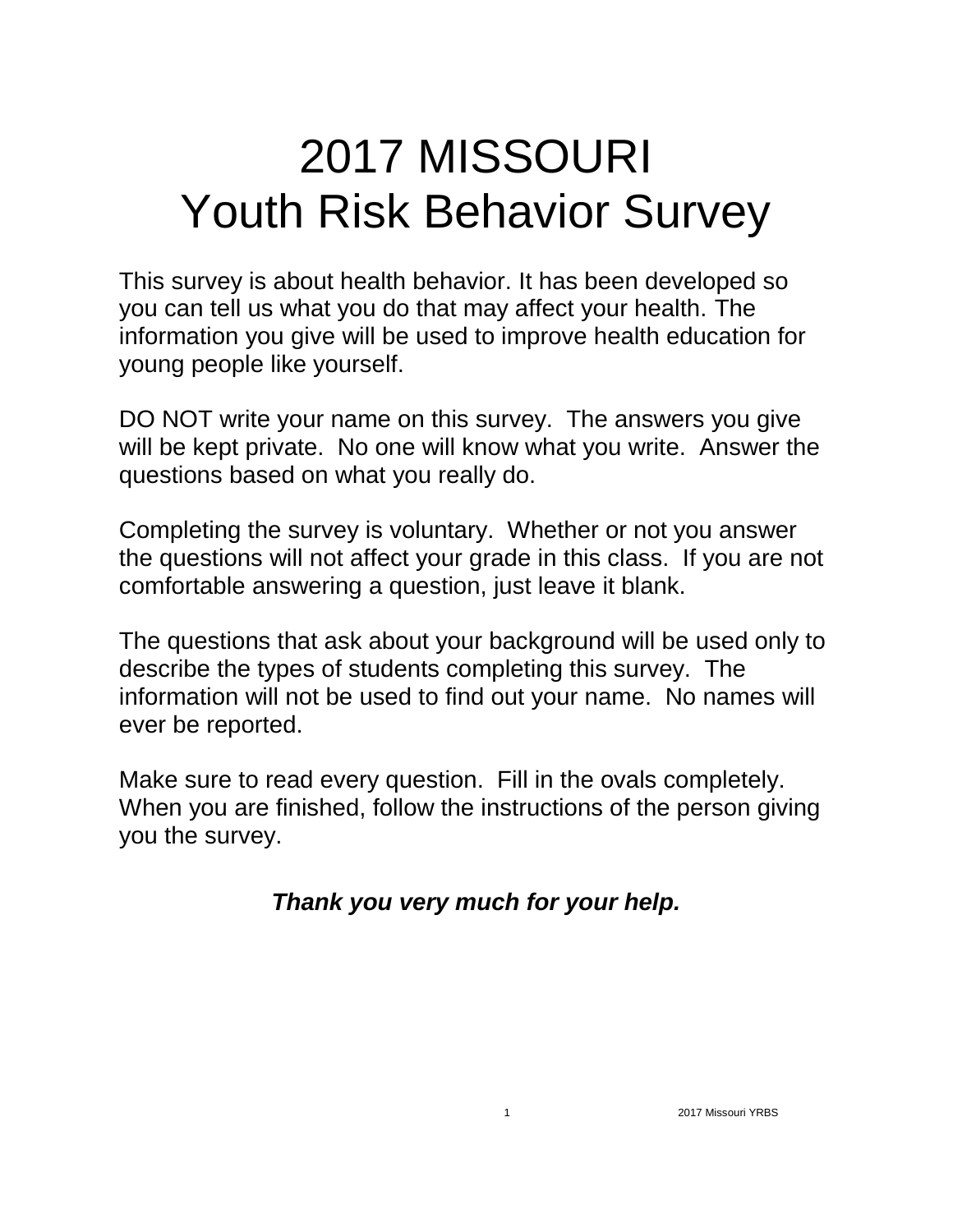# 2017 MISSOURI
# Youth Risk Behavior Survey

This survey is about health behavior. It has been developed so you can tell us what you do that may affect your health. The information you give will be used to improve health education for young people like yourself.

DO NOT write your name on this survey. The answers you give will be kept private. No one will know what you write. Answer the questions based on what you really do.

Completing the survey is voluntary. Whether or not you answer the questions will not affect your grade in this class. If you are not comfortable answering a question, just leave it blank.

The questions that ask about your background will be used only to describe the types of students completing this survey. The information will not be used to find out your name. No names will ever be reported.

Make sure to read every question. Fill in the ovals completely. When you are finished, follow the instructions of the person giving you the survey.

***Thank you very much for your help.***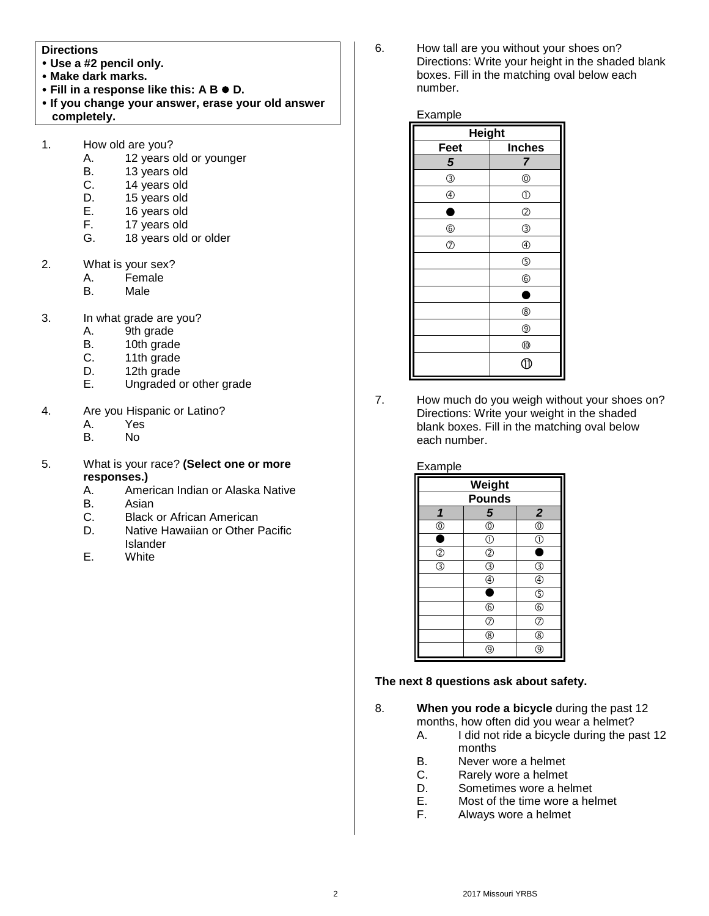**Directions**
- **Use a #2 pencil only.**
- **Make dark marks.**
- **Fill in a response like this: A B ● D.**
- **If you change your answer, erase your old answer completely.**

1. How old are you?
   - A. 12 years old or younger
   - B. 13 years old
   - C. 14 years old
   - D. 15 years old
   - E. 16 years old
   - F. 17 years old
   - G. 18 years old or older

2. What is your sex?
   - A. Female
   - B. Male

3. In what grade are you?
   - A. 9th grade
   - B. 10th grade
   - C. 11th grade
   - D. 12th grade
   - E. Ungraded or other grade

4. Are you Hispanic or Latino?
   - A. Yes
   - B. No

5. What is your race? **(Select one or more responses.)**
   - A. American Indian or Alaska Native
   - B. Asian
   - C. Black or African American
   - D. Native Hawaiian or Other Pacific Islander
   - E. White

6. How tall are you without your shoes on? Directions: Write your height in the shaded blank boxes. Fill in the matching oval below each number.

Example

| Height | |
|---|---|
| **Feet** | **Inches** |
| ***5*** | ***7*** |
| ③ | ⓪ |
| ④ | ① |
| ● | ② |
| ⑥ | ③ |
| ⑦ | ④ |
| | ⑤ |
| | ⑥ |
| | ● |
| | ⑧ |
| | ⑨ |
| | ⑩ |
| | ⑪ |

7. How much do you weigh without your shoes on? Directions: Write your weight in the shaded blank boxes. Fill in the matching oval below each number.

Example

| Weight | | |
|---|---|---|
| Pounds | | |
| ***1*** | ***5*** | ***2*** |
| ⓪ | ⓪ | ⓪ |
| ● | ① | ① |
| ② | ② | ● |
| ③ | ③ | ③ |
| | ④ | ④ |
| | ● | ⑤ |
| | ⑥ | ⑥ |
| | ⑦ | ⑦ |
| | ⑧ | ⑧ |
| | ⑨ | ⑨ |

**The next 8 questions ask about safety.**

8. **When you rode a bicycle** during the past 12 months, how often did you wear a helmet?
   - A. I did not ride a bicycle during the past 12 months
   - B. Never wore a helmet
   - C. Rarely wore a helmet
   - D. Sometimes wore a helmet
   - E. Most of the time wore a helmet
   - F. Always wore a helmet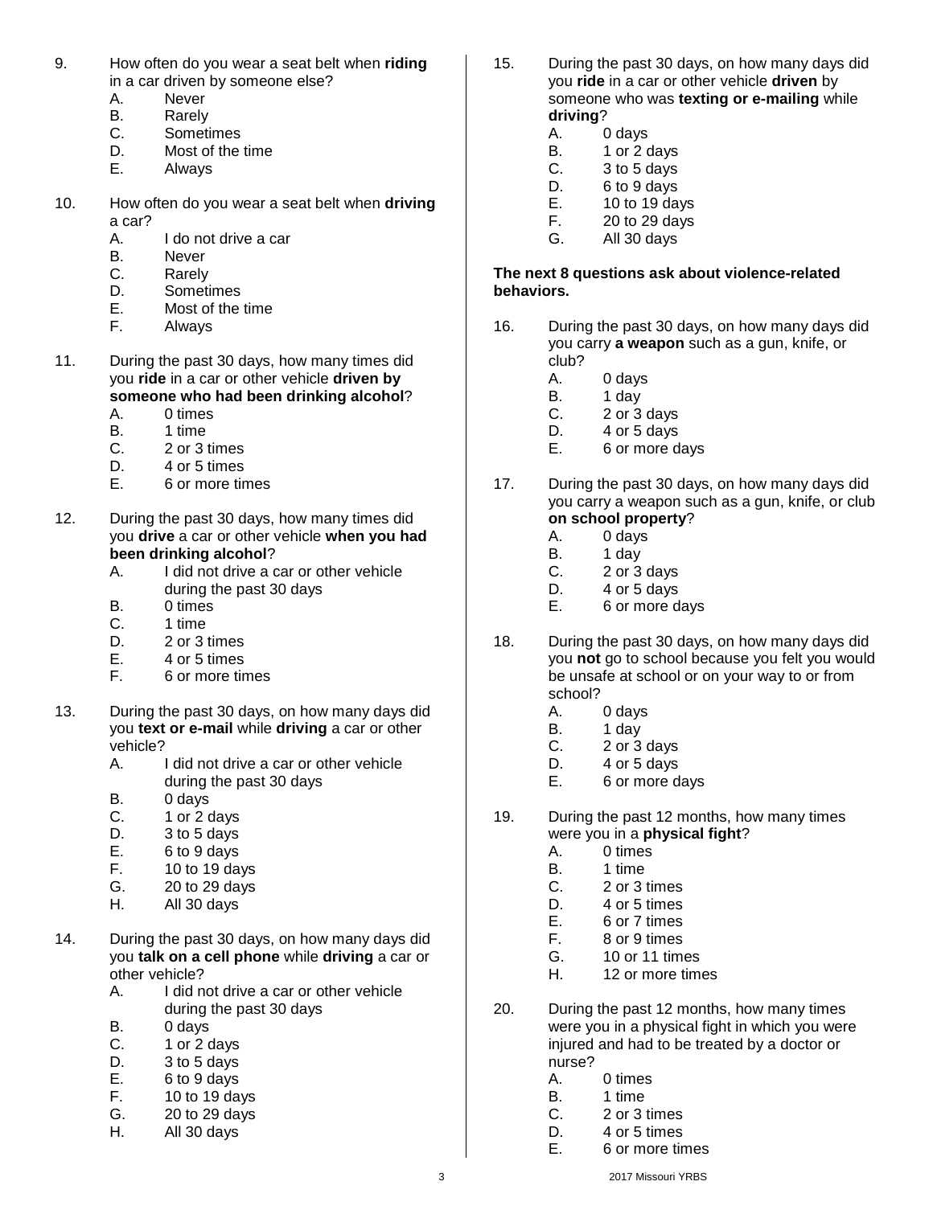9. How often do you wear a seat belt when **riding** in a car driven by someone else?
   - A. Never
   - B. Rarely
   - C. Sometimes
   - D. Most of the time
   - E. Always

10. How often do you wear a seat belt when **driving** a car?
    - A. I do not drive a car
    - B. Never
    - C. Rarely
    - D. Sometimes
    - E. Most of the time
    - F. Always

11. During the past 30 days, how many times did you **ride** in a car or other vehicle **driven by someone who had been drinking alcohol**?
    - A. 0 times
    - B. 1 time
    - C. 2 or 3 times
    - D. 4 or 5 times
    - E. 6 or more times

12. During the past 30 days, how many times did you **drive** a car or other vehicle **when you had been drinking alcohol**?
    - A. I did not drive a car or other vehicle during the past 30 days
    - B. 0 times
    - C. 1 time
    - D. 2 or 3 times
    - E. 4 or 5 times
    - F. 6 or more times

13. During the past 30 days, on how many days did you **text or e-mail** while **driving** a car or other vehicle?
    - A. I did not drive a car or other vehicle during the past 30 days
    - B. 0 days
    - C. 1 or 2 days
    - D. 3 to 5 days
    - E. 6 to 9 days
    - F. 10 to 19 days
    - G. 20 to 29 days
    - H. All 30 days

14. During the past 30 days, on how many days did you **talk on a cell phone** while **driving** a car or other vehicle?
    - A. I did not drive a car or other vehicle during the past 30 days
    - B. 0 days
    - C. 1 or 2 days
    - D. 3 to 5 days
    - E. 6 to 9 days
    - F. 10 to 19 days
    - G. 20 to 29 days
    - H. All 30 days

15. During the past 30 days, on how many days did you **ride** in a car or other vehicle **driven** by someone who was **texting or e-mailing** while **driving**?
    - A. 0 days
    - B. 1 or 2 days
    - C. 3 to 5 days
    - D. 6 to 9 days
    - E. 10 to 19 days
    - F. 20 to 29 days
    - G. All 30 days

**The next 8 questions ask about violence-related behaviors.**

16. During the past 30 days, on how many days did you carry **a weapon** such as a gun, knife, or club?
    - A. 0 days
    - B. 1 day
    - C. 2 or 3 days
    - D. 4 or 5 days
    - E. 6 or more days

17. During the past 30 days, on how many days did you carry a weapon such as a gun, knife, or club **on school property**?
    - A. 0 days
    - B. 1 day
    - C. 2 or 3 days
    - D. 4 or 5 days
    - E. 6 or more days

18. During the past 30 days, on how many days did you **not** go to school because you felt you would be unsafe at school or on your way to or from school?
    - A. 0 days
    - B. 1 day
    - C. 2 or 3 days
    - D. 4 or 5 days
    - E. 6 or more days

19. During the past 12 months, how many times were you in a **physical fight**?
    - A. 0 times
    - B. 1 time
    - C. 2 or 3 times
    - D. 4 or 5 times
    - E. 6 or 7 times
    - F. 8 or 9 times
    - G. 10 or 11 times
    - H. 12 or more times

20. During the past 12 months, how many times were you in a physical fight in which you were injured and had to be treated by a doctor or nurse?
    - A. 0 times
    - B. 1 time
    - C. 2 or 3 times
    - D. 4 or 5 times
    - E. 6 or more times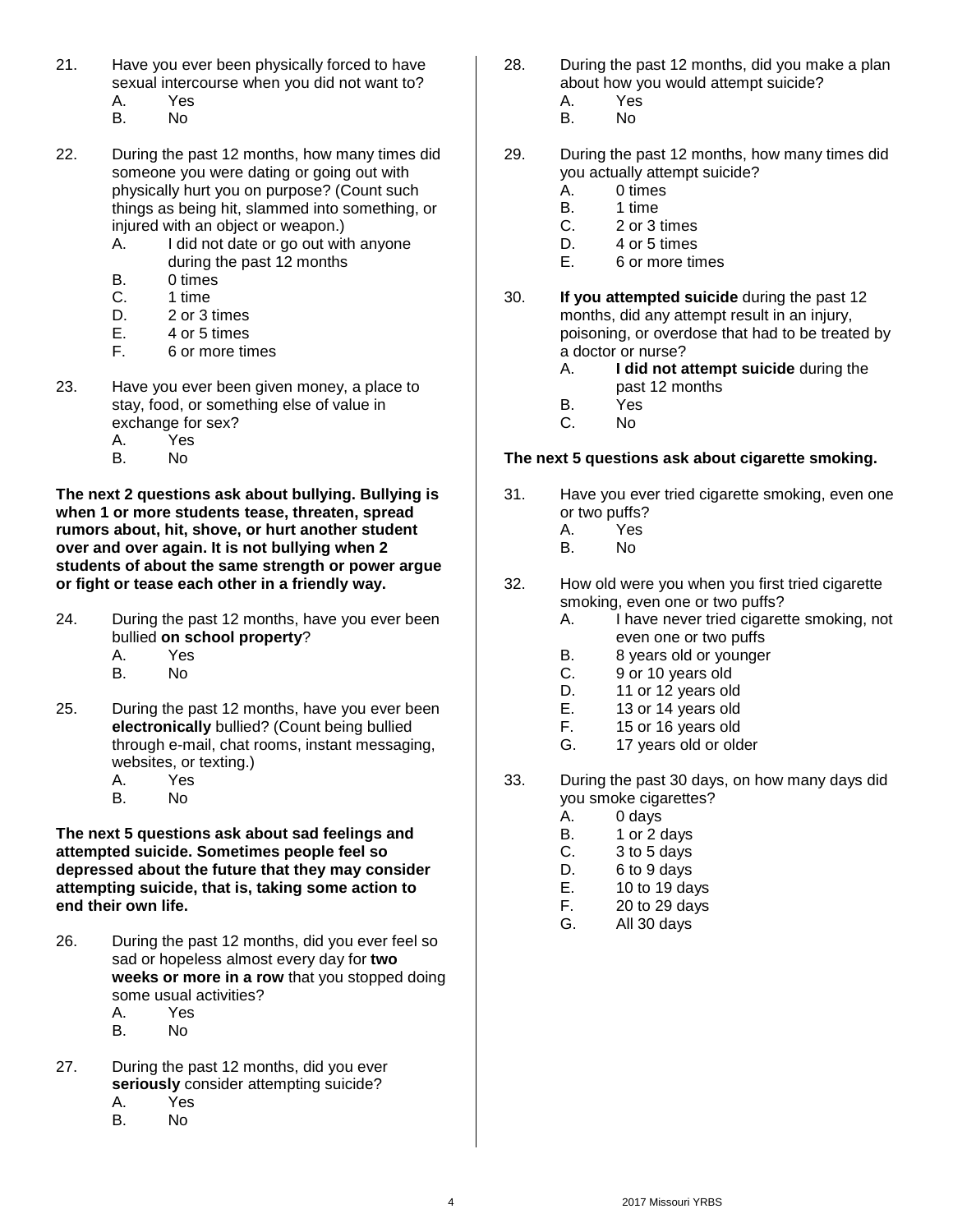21. Have you ever been physically forced to have sexual intercourse when you did not want to?
    - A. Yes
    - B. No

22. During the past 12 months, how many times did someone you were dating or going out with physically hurt you on purpose? (Count such things as being hit, slammed into something, or injured with an object or weapon.)
    - A. I did not date or go out with anyone during the past 12 months
    - B. 0 times
    - C. 1 time
    - D. 2 or 3 times
    - E. 4 or 5 times
    - F. 6 or more times

23. Have you ever been given money, a place to stay, food, or something else of value in exchange for sex?
    - A. Yes
    - B. No

**The next 2 questions ask about bullying. Bullying is when 1 or more students tease, threaten, spread rumors about, hit, shove, or hurt another student over and over again. It is not bullying when 2 students of about the same strength or power argue or fight or tease each other in a friendly way.**

24. During the past 12 months, have you ever been bullied **on school property**?
    - A. Yes
    - B. No

25. During the past 12 months, have you ever been **electronically** bullied? (Count being bullied through e-mail, chat rooms, instant messaging, websites, or texting.)
    - A. Yes
    - B. No

**The next 5 questions ask about sad feelings and attempted suicide. Sometimes people feel so depressed about the future that they may consider attempting suicide, that is, taking some action to end their own life.**

26. During the past 12 months, did you ever feel so sad or hopeless almost every day for **two weeks or more in a row** that you stopped doing some usual activities?
    - A. Yes
    - B. No

27. During the past 12 months, did you ever **seriously** consider attempting suicide?
    - A. Yes
    - B. No

28. During the past 12 months, did you make a plan about how you would attempt suicide?
    - A. Yes
    - B. No

29. During the past 12 months, how many times did you actually attempt suicide?
    - A. 0 times
    - B. 1 time
    - C. 2 or 3 times
    - D. 4 or 5 times
    - E. 6 or more times

30. **If you attempted suicide** during the past 12 months, did any attempt result in an injury, poisoning, or overdose that had to be treated by a doctor or nurse?
    - A. **I did not attempt suicide** during the past 12 months
    - B. Yes
    - C. No

**The next 5 questions ask about cigarette smoking.**

31. Have you ever tried cigarette smoking, even one or two puffs?
    - A. Yes
    - B. No

32. How old were you when you first tried cigarette smoking, even one or two puffs?
    - A. I have never tried cigarette smoking, not even one or two puffs
    - B. 8 years old or younger
    - C. 9 or 10 years old
    - D. 11 or 12 years old
    - E. 13 or 14 years old
    - F. 15 or 16 years old
    - G. 17 years old or older

33. During the past 30 days, on how many days did you smoke cigarettes?
    - A. 0 days
    - B. 1 or 2 days
    - C. 3 to 5 days
    - D. 6 to 9 days
    - E. 10 to 19 days
    - F. 20 to 29 days
    - G. All 30 days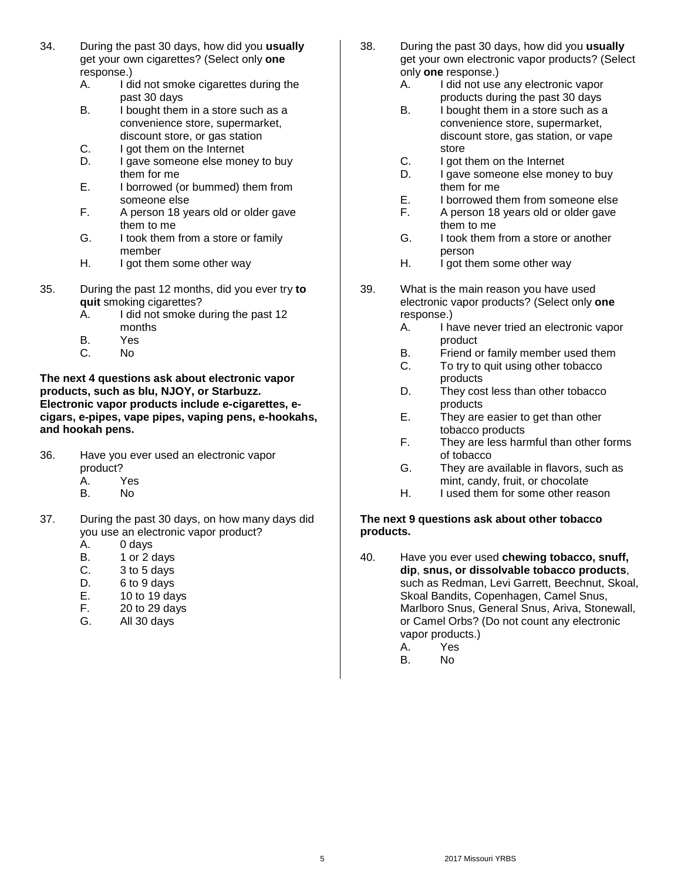34. During the past 30 days, how did you **usually** get your own cigarettes? (Select only **one** response.)
    A. I did not smoke cigarettes during the past 30 days
    B. I bought them in a store such as a convenience store, supermarket, discount store, or gas station
    C. I got them on the Internet
    D. I gave someone else money to buy them for me
    E. I borrowed (or bummed) them from someone else
    F. A person 18 years old or older gave them to me
    G. I took them from a store or family member
    H. I got them some other way

35. During the past 12 months, did you ever try **to quit** smoking cigarettes?
    A. I did not smoke during the past 12 months
    B. Yes
    C. No

**The next 4 questions ask about electronic vapor products, such as blu, NJOY, or Starbuzz. Electronic vapor products include e-cigarettes, e-cigars, e-pipes, vape pipes, vaping pens, e-hookahs, and hookah pens.**

36. Have you ever used an electronic vapor product?
    A. Yes
    B. No

37. During the past 30 days, on how many days did you use an electronic vapor product?
    A. 0 days
    B. 1 or 2 days
    C. 3 to 5 days
    D. 6 to 9 days
    E. 10 to 19 days
    F. 20 to 29 days
    G. All 30 days

38. During the past 30 days, how did you **usually** get your own electronic vapor products? (Select only **one** response.)
    A. I did not use any electronic vapor products during the past 30 days
    B. I bought them in a store such as a convenience store, supermarket, discount store, gas station, or vape store
    C. I got them on the Internet
    D. I gave someone else money to buy them for me
    E. I borrowed them from someone else
    F. A person 18 years old or older gave them to me
    G. I took them from a store or another person
    H. I got them some other way

39. What is the main reason you have used electronic vapor products? (Select only **one** response.)
    A. I have never tried an electronic vapor product
    B. Friend or family member used them
    C. To try to quit using other tobacco products
    D. They cost less than other tobacco products
    E. They are easier to get than other tobacco products
    F. They are less harmful than other forms of tobacco
    G. They are available in flavors, such as mint, candy, fruit, or chocolate
    H. I used them for some other reason

**The next 9 questions ask about other tobacco products.**

40. Have you ever used **chewing tobacco, snuff, dip**, **snus, or dissolvable tobacco products**, such as Redman, Levi Garrett, Beechnut, Skoal, Skoal Bandits, Copenhagen, Camel Snus, Marlboro Snus, General Snus, Ariva, Stonewall, or Camel Orbs? (Do not count any electronic vapor products.)
    A. Yes
    B. No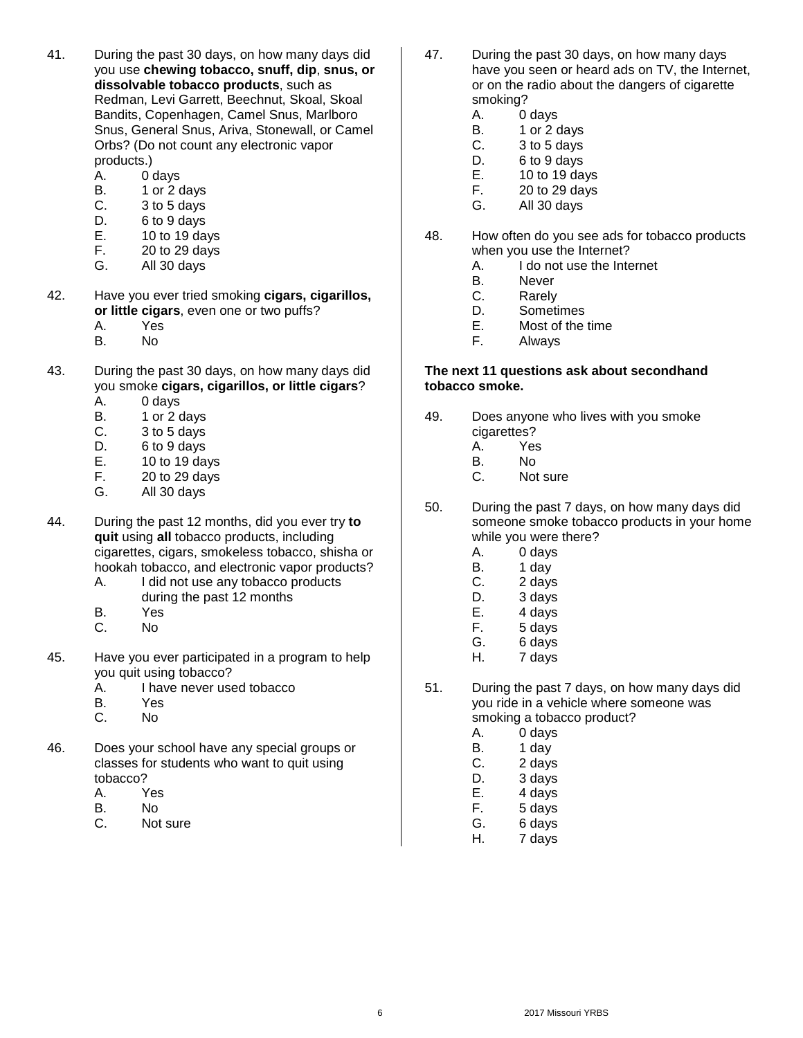41. During the past 30 days, on how many days did you use **chewing tobacco, snuff, dip**, **snus, or dissolvable tobacco products**, such as Redman, Levi Garrett, Beechnut, Skoal, Skoal Bandits, Copenhagen, Camel Snus, Marlboro Snus, General Snus, Ariva, Stonewall, or Camel Orbs? (Do not count any electronic vapor products.)
    - A. 0 days
    - B. 1 or 2 days
    - C. 3 to 5 days
    - D. 6 to 9 days
    - E. 10 to 19 days
    - F. 20 to 29 days
    - G. All 30 days

42. Have you ever tried smoking **cigars, cigarillos, or little cigars**, even one or two puffs?
    - A. Yes
    - B. No

43. During the past 30 days, on how many days did you smoke **cigars, cigarillos, or little cigars**?
    - A. 0 days
    - B. 1 or 2 days
    - C. 3 to 5 days
    - D. 6 to 9 days
    - E. 10 to 19 days
    - F. 20 to 29 days
    - G. All 30 days

44. During the past 12 months, did you ever try **to quit** using **all** tobacco products, including cigarettes, cigars, smokeless tobacco, shisha or hookah tobacco, and electronic vapor products?
    - A. I did not use any tobacco products during the past 12 months
    - B. Yes
    - C. No

45. Have you ever participated in a program to help you quit using tobacco?
    - A. I have never used tobacco
    - B. Yes
    - C. No

46. Does your school have any special groups or classes for students who want to quit using tobacco?
    - A. Yes
    - B. No
    - C. Not sure

47. During the past 30 days, on how many days have you seen or heard ads on TV, the Internet, or on the radio about the dangers of cigarette smoking?
    - A. 0 days
    - B. 1 or 2 days
    - C. 3 to 5 days
    - D. 6 to 9 days
    - E. 10 to 19 days
    - F. 20 to 29 days
    - G. All 30 days

48. How often do you see ads for tobacco products when you use the Internet?
    - A. I do not use the Internet
    - B. Never
    - C. Rarely
    - D. Sometimes
    - E. Most of the time
    - F. Always

**The next 11 questions ask about secondhand tobacco smoke.**

49. Does anyone who lives with you smoke cigarettes?
    - A. Yes
    - B. No
    - C. Not sure

50. During the past 7 days, on how many days did someone smoke tobacco products in your home while you were there?
    - A. 0 days
    - B. 1 day
    - C. 2 days
    - D. 3 days
    - E. 4 days
    - F. 5 days
    - G. 6 days
    - H. 7 days

51. During the past 7 days, on how many days did you ride in a vehicle where someone was smoking a tobacco product?
    - A. 0 days
    - B. 1 day
    - C. 2 days
    - D. 3 days
    - E. 4 days
    - F. 5 days
    - G. 6 days
    - H. 7 days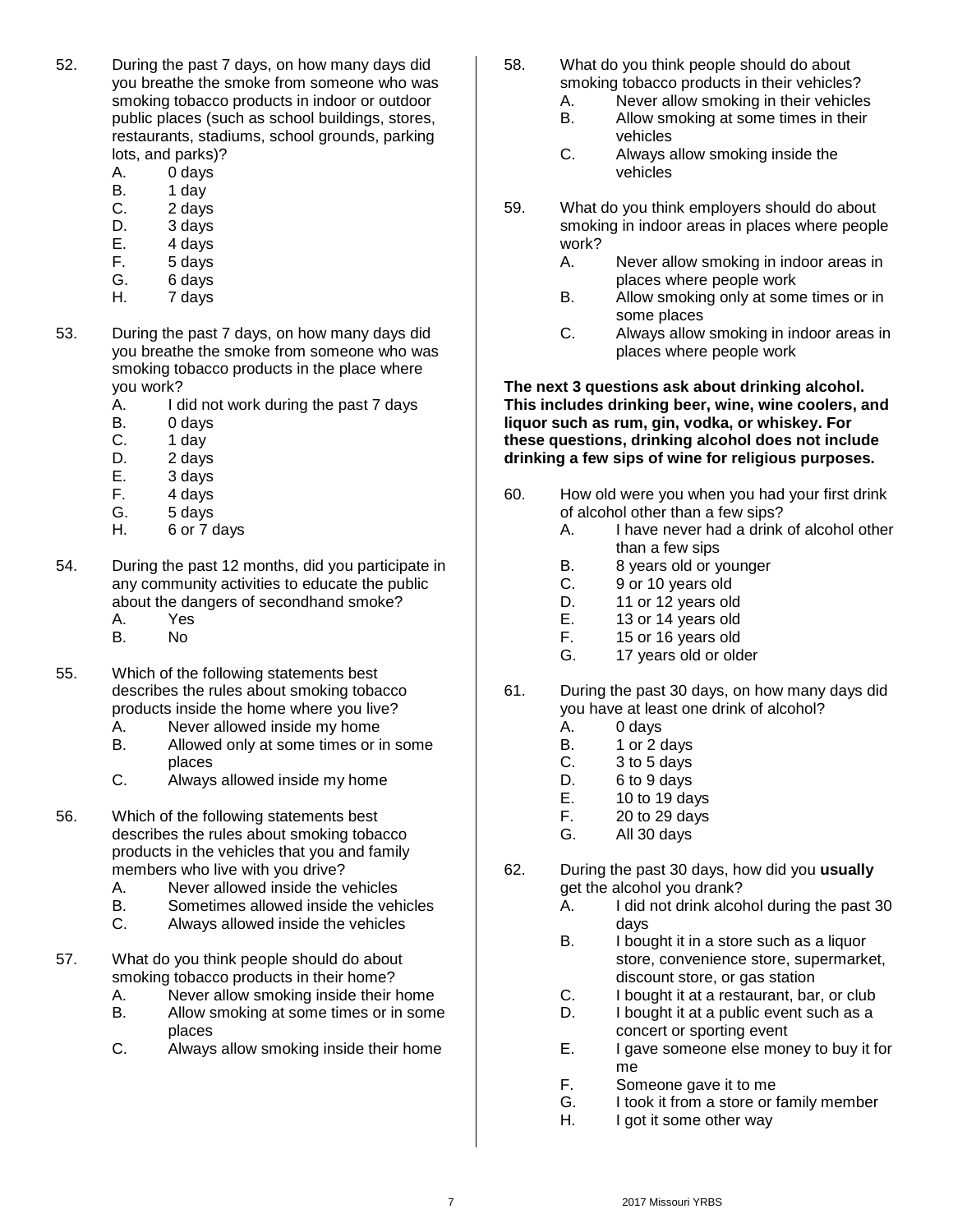52. During the past 7 days, on how many days did you breathe the smoke from someone who was smoking tobacco products in indoor or outdoor public places (such as school buildings, stores, restaurants, stadiums, school grounds, parking lots, and parks)?
    - A. 0 days
    - B. 1 day
    - C. 2 days
    - D. 3 days
    - E. 4 days
    - F. 5 days
    - G. 6 days
    - H. 7 days

53. During the past 7 days, on how many days did you breathe the smoke from someone who was smoking tobacco products in the place where you work?
    - A. I did not work during the past 7 days
    - B. 0 days
    - C. 1 day
    - D. 2 days
    - E. 3 days
    - F. 4 days
    - G. 5 days
    - H. 6 or 7 days

54. During the past 12 months, did you participate in any community activities to educate the public about the dangers of secondhand smoke?
    - A. Yes
    - B. No

55. Which of the following statements best describes the rules about smoking tobacco products inside the home where you live?
    - A. Never allowed inside my home
    - B. Allowed only at some times or in some places
    - C. Always allowed inside my home

56. Which of the following statements best describes the rules about smoking tobacco products in the vehicles that you and family members who live with you drive?
    - A. Never allowed inside the vehicles
    - B. Sometimes allowed inside the vehicles
    - C. Always allowed inside the vehicles

57. What do you think people should do about smoking tobacco products in their home?
    - A. Never allow smoking inside their home
    - B. Allow smoking at some times or in some places
    - C. Always allow smoking inside their home

58. What do you think people should do about smoking tobacco products in their vehicles?
    - A. Never allow smoking in their vehicles
    - B. Allow smoking at some times in their vehicles
    - C. Always allow smoking inside the vehicles

59. What do you think employers should do about smoking in indoor areas in places where people work?
    - A. Never allow smoking in indoor areas in places where people work
    - B. Allow smoking only at some times or in some places
    - C. Always allow smoking in indoor areas in places where people work

**The next 3 questions ask about drinking alcohol. This includes drinking beer, wine, wine coolers, and liquor such as rum, gin, vodka, or whiskey. For these questions, drinking alcohol does not include drinking a few sips of wine for religious purposes.**

60. How old were you when you had your first drink of alcohol other than a few sips?
    - A. I have never had a drink of alcohol other than a few sips
    - B. 8 years old or younger
    - C. 9 or 10 years old
    - D. 11 or 12 years old
    - E. 13 or 14 years old
    - F. 15 or 16 years old
    - G. 17 years old or older

61. During the past 30 days, on how many days did you have at least one drink of alcohol?
    - A. 0 days
    - B. 1 or 2 days
    - C. 3 to 5 days
    - D. 6 to 9 days
    - E. 10 to 19 days
    - F. 20 to 29 days
    - G. All 30 days

62. During the past 30 days, how did you **usually** get the alcohol you drank?
    - A. I did not drink alcohol during the past 30 days
    - B. I bought it in a store such as a liquor store, convenience store, supermarket, discount store, or gas station
    - C. I bought it at a restaurant, bar, or club
    - D. I bought it at a public event such as a concert or sporting event
    - E. I gave someone else money to buy it for me
    - F. Someone gave it to me
    - G. I took it from a store or family member
    - H. I got it some other way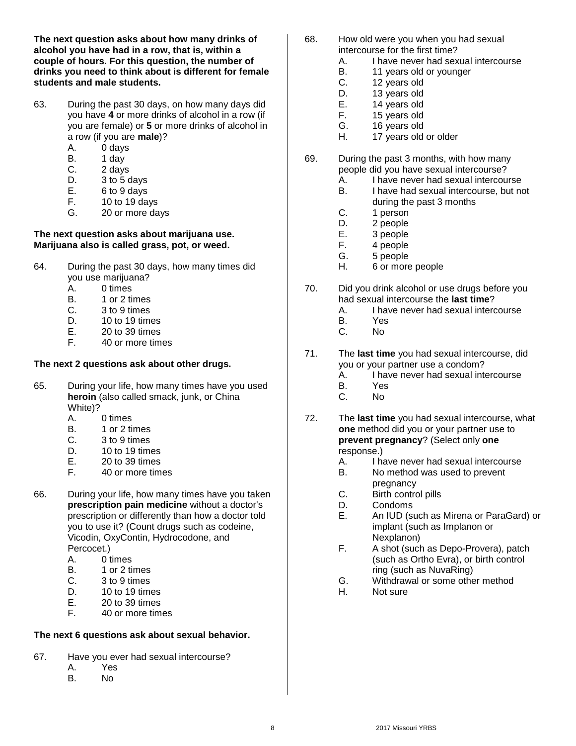**The next question asks about how many drinks of alcohol you have had in a row, that is, within a couple of hours. For this question, the number of drinks you need to think about is different for female students and male students.**

63. During the past 30 days, on how many days did you have **4** or more drinks of alcohol in a row (if you are female) or **5** or more drinks of alcohol in a row (if you are **male**)?
    - A. 0 days
    - B. 1 day
    - C. 2 days
    - D. 3 to 5 days
    - E. 6 to 9 days
    - F. 10 to 19 days
    - G. 20 or more days

**The next question asks about marijuana use. Marijuana also is called grass, pot, or weed.**

64. During the past 30 days, how many times did you use marijuana?
    - A. 0 times
    - B. 1 or 2 times
    - C. 3 to 9 times
    - D. 10 to 19 times
    - E. 20 to 39 times
    - F. 40 or more times

**The next 2 questions ask about other drugs.**

65. During your life, how many times have you used **heroin** (also called smack, junk, or China White)?
    - A. 0 times
    - B. 1 or 2 times
    - C. 3 to 9 times
    - D. 10 to 19 times
    - E. 20 to 39 times
    - F. 40 or more times

66. During your life, how many times have you taken **prescription pain medicine** without a doctor's prescription or differently than how a doctor told you to use it? (Count drugs such as codeine, Vicodin, OxyContin, Hydrocodone, and Percocet.)
    - A. 0 times
    - B. 1 or 2 times
    - C. 3 to 9 times
    - D. 10 to 19 times
    - E. 20 to 39 times
    - F. 40 or more times

**The next 6 questions ask about sexual behavior.**

67. Have you ever had sexual intercourse?
    - A. Yes
    - B. No

68. How old were you when you had sexual intercourse for the first time?
    - A. I have never had sexual intercourse
    - B. 11 years old or younger
    - C. 12 years old
    - D. 13 years old
    - E. 14 years old
    - F. 15 years old
    - G. 16 years old
    - H. 17 years old or older

69. During the past 3 months, with how many people did you have sexual intercourse?
    - A. I have never had sexual intercourse
    - B. I have had sexual intercourse, but not during the past 3 months
    - C. 1 person
    - D. 2 people
    - E. 3 people
    - F. 4 people
    - G. 5 people
    - H. 6 or more people

70. Did you drink alcohol or use drugs before you had sexual intercourse the **last time**?
    - A. I have never had sexual intercourse
    - B. Yes
    - C. No

71. The **last time** you had sexual intercourse, did you or your partner use a condom?
    - A. I have never had sexual intercourse
    - B. Yes
    - C. No

72. The **last time** you had sexual intercourse, what **one** method did you or your partner use to **prevent pregnancy**? (Select only **one** response.)
    - A. I have never had sexual intercourse
    - B. No method was used to prevent pregnancy
    - C. Birth control pills
    - D. Condoms
    - E. An IUD (such as Mirena or ParaGard) or implant (such as Implanon or Nexplanon)
    - F. A shot (such as Depo-Provera), patch (such as Ortho Evra), or birth control ring (such as NuvaRing)
    - G. Withdrawal or some other method
    - H. Not sure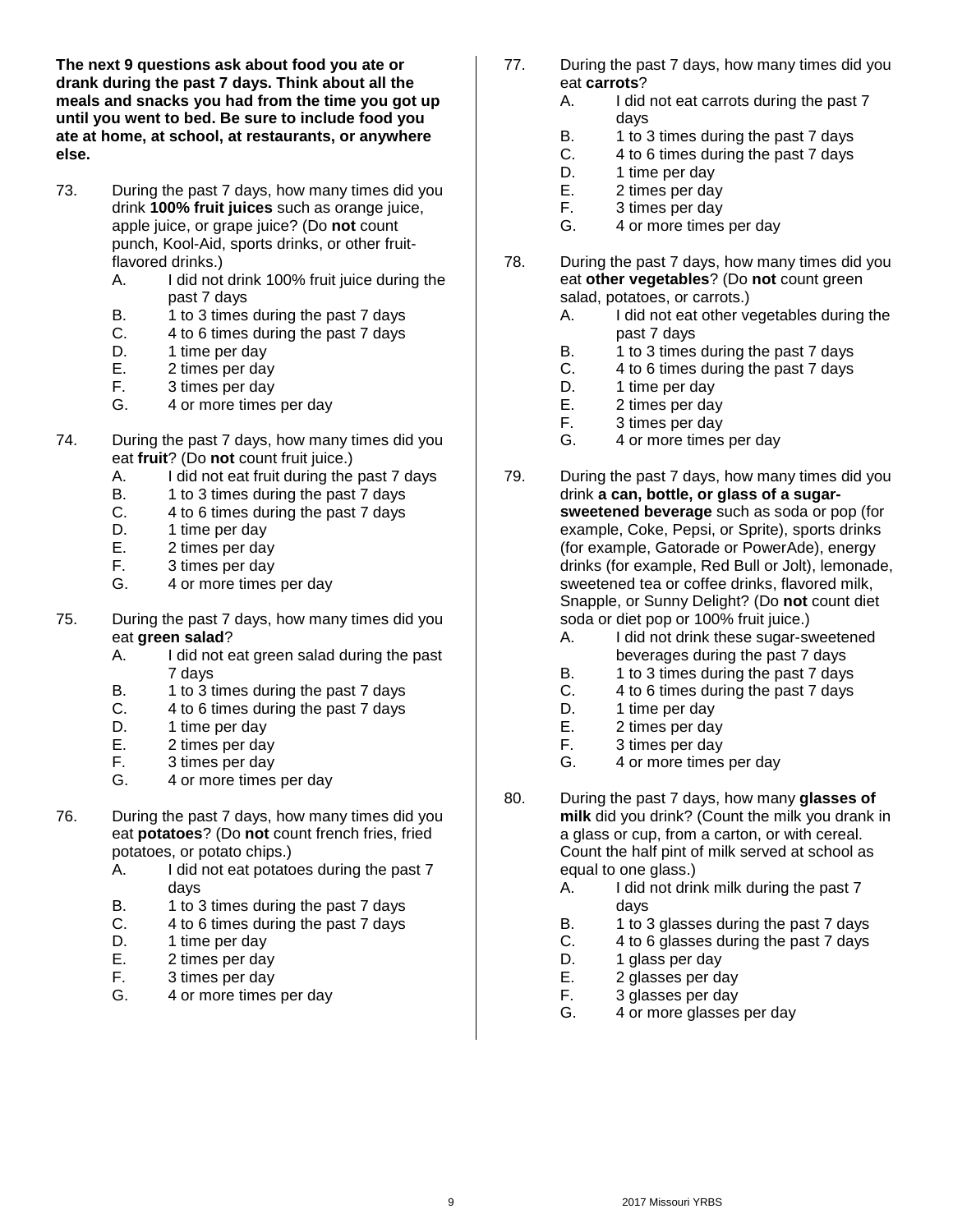**The next 9 questions ask about food you ate or drank during the past 7 days. Think about all the meals and snacks you had from the time you got up until you went to bed. Be sure to include food you ate at home, at school, at restaurants, or anywhere else.**

73. During the past 7 days, how many times did you drink **100% fruit juices** such as orange juice, apple juice, or grape juice? (Do **not** count punch, Kool-Aid, sports drinks, or other fruit-flavored drinks.)
    - A. I did not drink 100% fruit juice during the past 7 days
    - B. 1 to 3 times during the past 7 days
    - C. 4 to 6 times during the past 7 days
    - D. 1 time per day
    - E. 2 times per day
    - F. 3 times per day
    - G. 4 or more times per day

74. During the past 7 days, how many times did you eat **fruit**? (Do **not** count fruit juice.)
    - A. I did not eat fruit during the past 7 days
    - B. 1 to 3 times during the past 7 days
    - C. 4 to 6 times during the past 7 days
    - D. 1 time per day
    - E. 2 times per day
    - F. 3 times per day
    - G. 4 or more times per day

75. During the past 7 days, how many times did you eat **green salad**?
    - A. I did not eat green salad during the past 7 days
    - B. 1 to 3 times during the past 7 days
    - C. 4 to 6 times during the past 7 days
    - D. 1 time per day
    - E. 2 times per day
    - F. 3 times per day
    - G. 4 or more times per day

76. During the past 7 days, how many times did you eat **potatoes**? (Do **not** count french fries, fried potatoes, or potato chips.)
    - A. I did not eat potatoes during the past 7 days
    - B. 1 to 3 times during the past 7 days
    - C. 4 to 6 times during the past 7 days
    - D. 1 time per day
    - E. 2 times per day
    - F. 3 times per day
    - G. 4 or more times per day

77. During the past 7 days, how many times did you eat **carrots**?
    - A. I did not eat carrots during the past 7 days
    - B. 1 to 3 times during the past 7 days
    - C. 4 to 6 times during the past 7 days
    - D. 1 time per day
    - E. 2 times per day
    - F. 3 times per day
    - G. 4 or more times per day

78. During the past 7 days, how many times did you eat **other vegetables**? (Do **not** count green salad, potatoes, or carrots.)
    - A. I did not eat other vegetables during the past 7 days
    - B. 1 to 3 times during the past 7 days
    - C. 4 to 6 times during the past 7 days
    - D. 1 time per day
    - E. 2 times per day
    - F. 3 times per day
    - G. 4 or more times per day

79. During the past 7 days, how many times did you drink **a can, bottle, or glass of a sugar-sweetened beverage** such as soda or pop (for example, Coke, Pepsi, or Sprite), sports drinks (for example, Gatorade or PowerAde), energy drinks (for example, Red Bull or Jolt), lemonade, sweetened tea or coffee drinks, flavored milk, Snapple, or Sunny Delight? (Do **not** count diet soda or diet pop or 100% fruit juice.)
    - A. I did not drink these sugar-sweetened beverages during the past 7 days
    - B. 1 to 3 times during the past 7 days
    - C. 4 to 6 times during the past 7 days
    - D. 1 time per day
    - E. 2 times per day
    - F. 3 times per day
    - G. 4 or more times per day

80. During the past 7 days, how many **glasses of milk** did you drink? (Count the milk you drank in a glass or cup, from a carton, or with cereal. Count the half pint of milk served at school as equal to one glass.)
    - A. I did not drink milk during the past 7 days
    - B. 1 to 3 glasses during the past 7 days
    - C. 4 to 6 glasses during the past 7 days
    - D. 1 glass per day
    - E. 2 glasses per day
    - F. 3 glasses per day
    - G. 4 or more glasses per day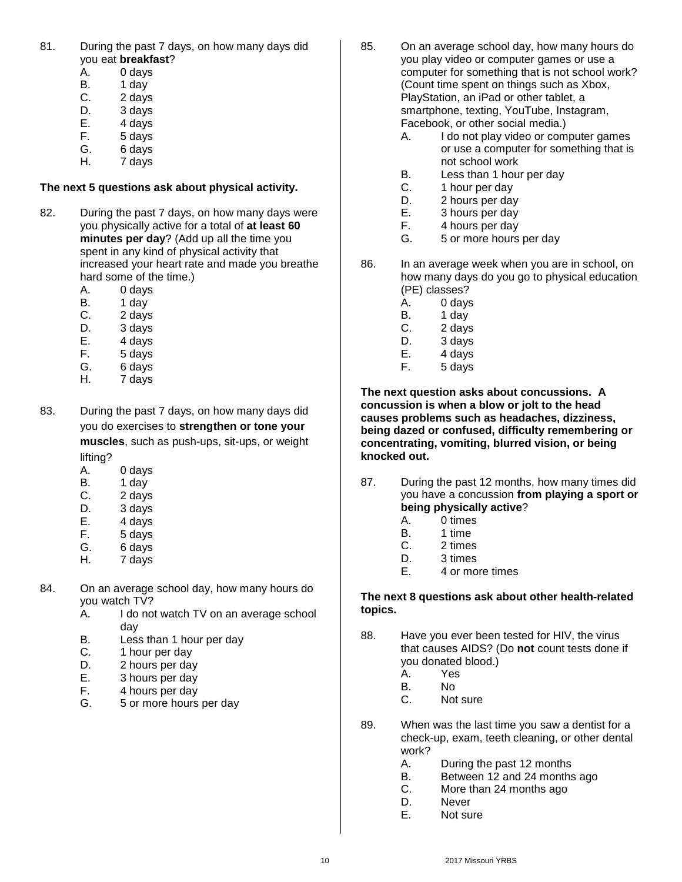81. During the past 7 days, on how many days did you eat **breakfast**?
    - A. 0 days
    - B. 1 day
    - C. 2 days
    - D. 3 days
    - E. 4 days
    - F. 5 days
    - G. 6 days
    - H. 7 days

**The next 5 questions ask about physical activity.**

82. During the past 7 days, on how many days were you physically active for a total of **at least 60 minutes per day**? (Add up all the time you spent in any kind of physical activity that increased your heart rate and made you breathe hard some of the time.)
    - A. 0 days
    - B. 1 day
    - C. 2 days
    - D. 3 days
    - E. 4 days
    - F. 5 days
    - G. 6 days
    - H. 7 days

83. During the past 7 days, on how many days did you do exercises to **strengthen or tone your muscles**, such as push-ups, sit-ups, or weight lifting?
    - A. 0 days
    - B. 1 day
    - C. 2 days
    - D. 3 days
    - E. 4 days
    - F. 5 days
    - G. 6 days
    - H. 7 days

84. On an average school day, how many hours do you watch TV?
    - A. I do not watch TV on an average school day
    - B. Less than 1 hour per day
    - C. 1 hour per day
    - D. 2 hours per day
    - E. 3 hours per day
    - F. 4 hours per day
    - G. 5 or more hours per day

85. On an average school day, how many hours do you play video or computer games or use a computer for something that is not school work? (Count time spent on things such as Xbox, PlayStation, an iPad or other tablet, a smartphone, texting, YouTube, Instagram, Facebook, or other social media.)
    - A. I do not play video or computer games or use a computer for something that is not school work
    - B. Less than 1 hour per day
    - C. 1 hour per day
    - D. 2 hours per day
    - E. 3 hours per day
    - F. 4 hours per day
    - G. 5 or more hours per day

86. In an average week when you are in school, on how many days do you go to physical education (PE) classes?
    - A. 0 days
    - B. 1 day
    - C. 2 days
    - D. 3 days
    - E. 4 days
    - F. 5 days

**The next question asks about concussions. A concussion is when a blow or jolt to the head causes problems such as headaches, dizziness, being dazed or confused, difficulty remembering or concentrating, vomiting, blurred vision, or being knocked out.**

87. During the past 12 months, how many times did you have a concussion **from playing a sport or being physically active**?
    - A. 0 times
    - B. 1 time
    - C. 2 times
    - D. 3 times
    - E. 4 or more times

**The next 8 questions ask about other health-related topics.**

88. Have you ever been tested for HIV, the virus that causes AIDS? (Do **not** count tests done if you donated blood.)
    - A. Yes
    - B. No
    - C. Not sure

89. When was the last time you saw a dentist for a check-up, exam, teeth cleaning, or other dental work?
    - A. During the past 12 months
    - B. Between 12 and 24 months ago
    - C. More than 24 months ago
    - D. Never
    - E. Not sure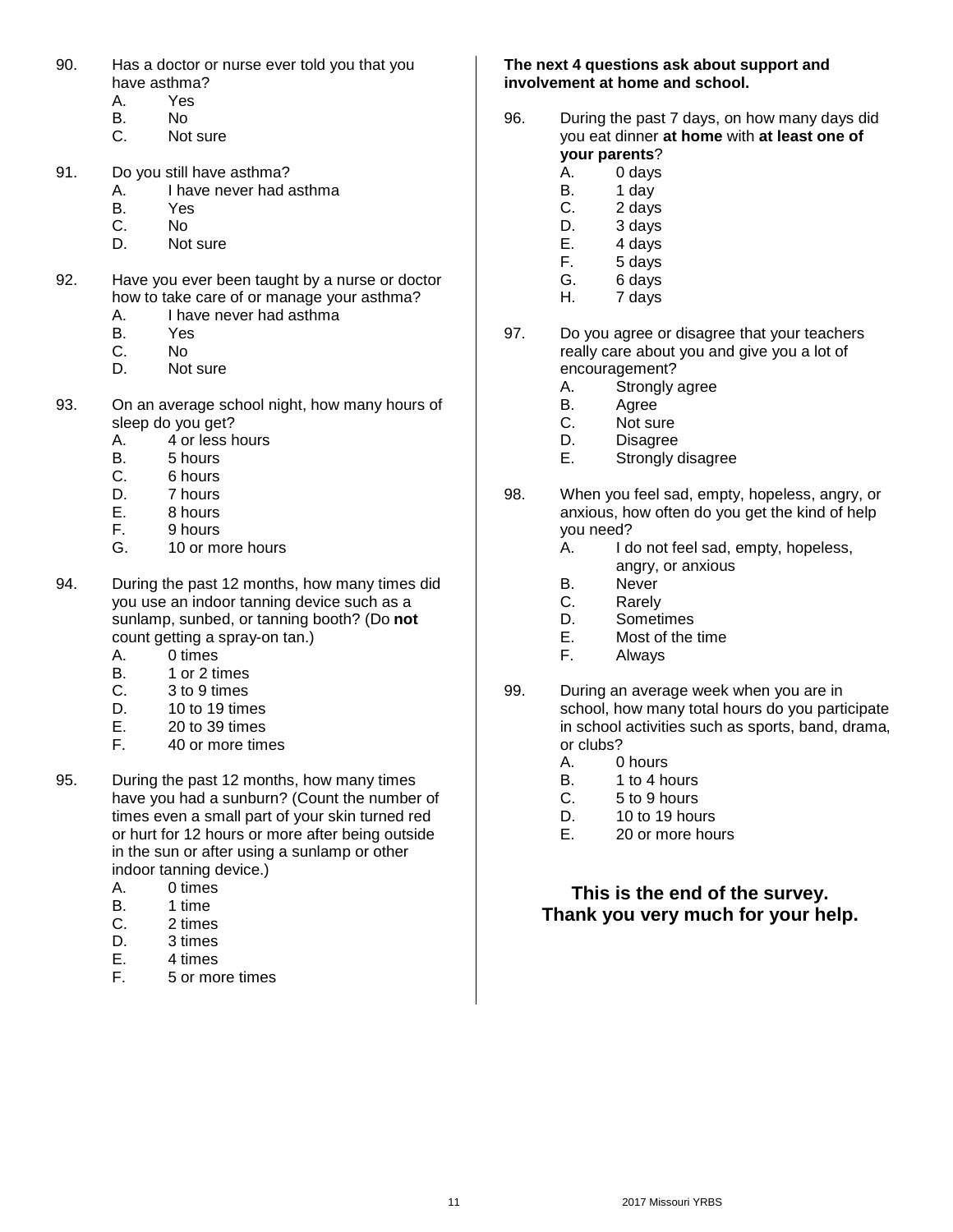90. Has a doctor or nurse ever told you that you have asthma?
    - A. Yes
    - B. No
    - C. Not sure

91. Do you still have asthma?
    - A. I have never had asthma
    - B. Yes
    - C. No
    - D. Not sure

92. Have you ever been taught by a nurse or doctor how to take care of or manage your asthma?
    - A. I have never had asthma
    - B. Yes
    - C. No
    - D. Not sure

93. On an average school night, how many hours of sleep do you get?
    - A. 4 or less hours
    - B. 5 hours
    - C. 6 hours
    - D. 7 hours
    - E. 8 hours
    - F. 9 hours
    - G. 10 or more hours

94. During the past 12 months, how many times did you use an indoor tanning device such as a sunlamp, sunbed, or tanning booth? (Do **not** count getting a spray-on tan.)
    - A. 0 times
    - B. 1 or 2 times
    - C. 3 to 9 times
    - D. 10 to 19 times
    - E. 20 to 39 times
    - F. 40 or more times

95. During the past 12 months, how many times have you had a sunburn? (Count the number of times even a small part of your skin turned red or hurt for 12 hours or more after being outside in the sun or after using a sunlamp or other indoor tanning device.)
    - A. 0 times
    - B. 1 time
    - C. 2 times
    - D. 3 times
    - E. 4 times
    - F. 5 or more times

**The next 4 questions ask about support and involvement at home and school.**

96. During the past 7 days, on how many days did you eat dinner **at home** with **at least one of your parents**?
    - A. 0 days
    - B. 1 day
    - C. 2 days
    - D. 3 days
    - E. 4 days
    - F. 5 days
    - G. 6 days
    - H. 7 days

97. Do you agree or disagree that your teachers really care about you and give you a lot of encouragement?
    - A. Strongly agree
    - B. Agree
    - C. Not sure
    - D. Disagree
    - E. Strongly disagree

98. When you feel sad, empty, hopeless, angry, or anxious, how often do you get the kind of help you need?
    - A. I do not feel sad, empty, hopeless, angry, or anxious
    - B. Never
    - C. Rarely
    - D. Sometimes
    - E. Most of the time
    - F. Always

99. During an average week when you are in school, how many total hours do you participate in school activities such as sports, band, drama, or clubs?
    - A. 0 hours
    - B. 1 to 4 hours
    - C. 5 to 9 hours
    - D. 10 to 19 hours
    - E. 20 or more hours

**This is the end of the survey.**
**Thank you very much for your help.**